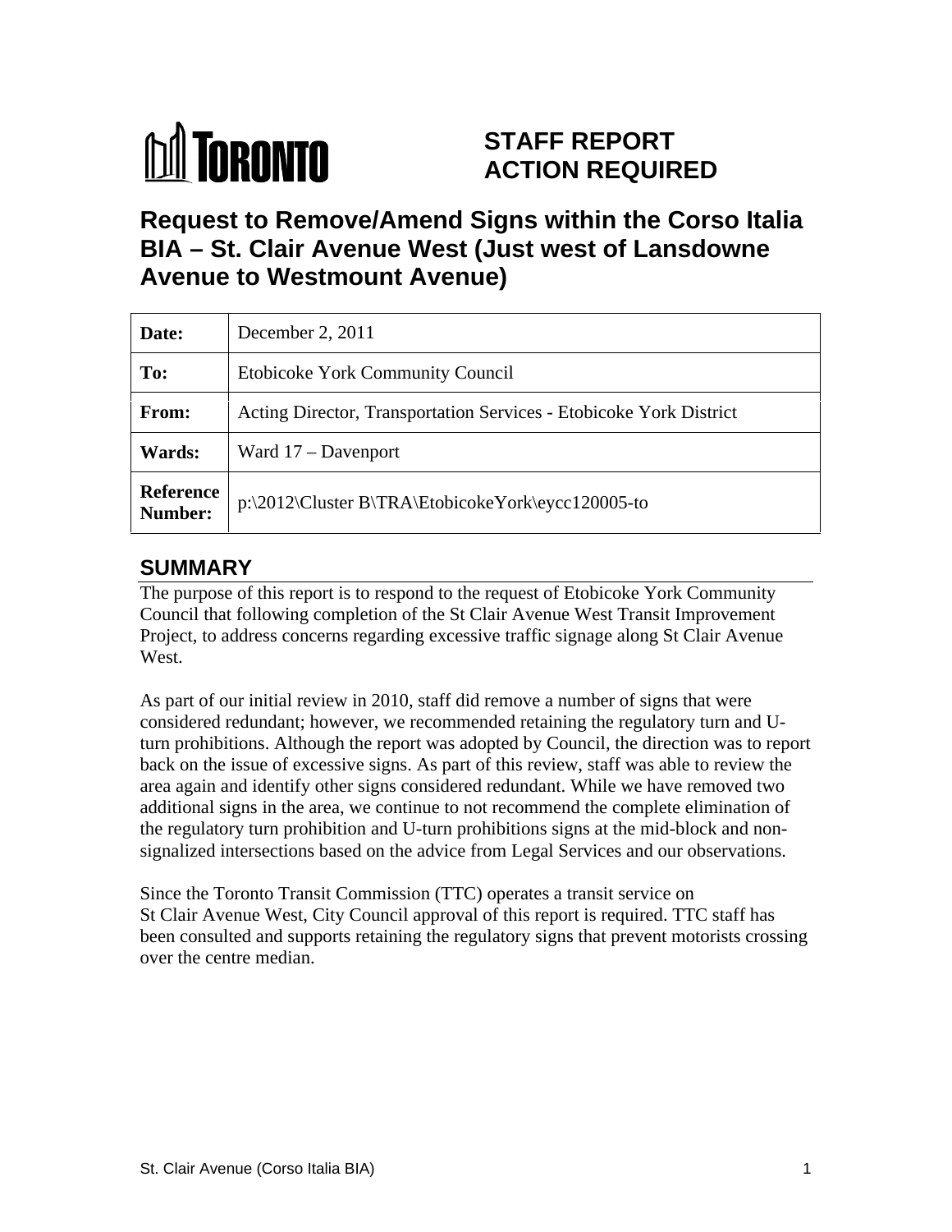TORONTO

# STAFF REPORT ACTION REQUIRED

# Request to Remove/Amend Signs within the Corso Italia BIA – St. Clair Avenue West (Just west of Lansdowne Avenue to Westmount Avenue)

| | |
|---|---|
| **Date:** | December 2, 2011 |
| **To:** | Etobicoke York Community Council |
| **From:** | Acting Director, Transportation Services - Etobicoke York District |
| **Wards:** | Ward 17 – Davenport |
| **Reference Number:** | p:\2012\Cluster B\TRA\EtobicokeYork\eycc120005-to |

## SUMMARY

The purpose of this report is to respond to the request of Etobicoke York Community Council that following completion of the St Clair Avenue West Transit Improvement Project, to address concerns regarding excessive traffic signage along St Clair Avenue West.

As part of our initial review in 2010, staff did remove a number of signs that were considered redundant; however, we recommended retaining the regulatory turn and U-turn prohibitions. Although the report was adopted by Council, the direction was to report back on the issue of excessive signs. As part of this review, staff was able to review the area again and identify other signs considered redundant. While we have removed two additional signs in the area, we continue to not recommend the complete elimination of the regulatory turn prohibition and U-turn prohibitions signs at the mid-block and non-signalized intersections based on the advice from Legal Services and our observations.

Since the Toronto Transit Commission (TTC) operates a transit service on St Clair Avenue West, City Council approval of this report is required. TTC staff has been consulted and supports retaining the regulatory signs that prevent motorists crossing over the centre median.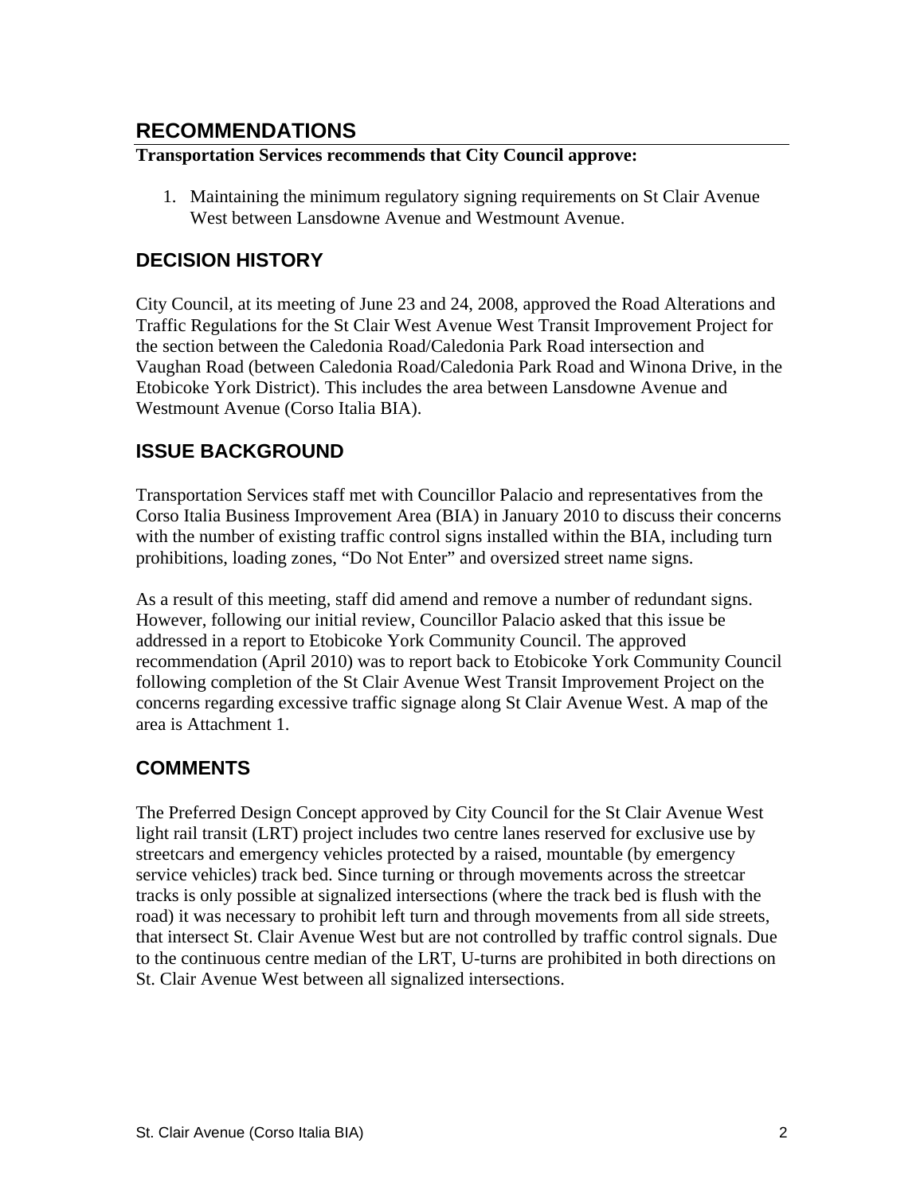## RECOMMENDATIONS

**Transportation Services recommends that City Council approve:**

1. Maintaining the minimum regulatory signing requirements on St Clair Avenue West between Lansdowne Avenue and Westmount Avenue.

## DECISION HISTORY

City Council, at its meeting of June 23 and 24, 2008, approved the Road Alterations and Traffic Regulations for the St Clair West Avenue West Transit Improvement Project for the section between the Caledonia Road/Caledonia Park Road intersection and Vaughan Road (between Caledonia Road/Caledonia Park Road and Winona Drive, in the Etobicoke York District). This includes the area between Lansdowne Avenue and Westmount Avenue (Corso Italia BIA).

## ISSUE BACKGROUND

Transportation Services staff met with Councillor Palacio and representatives from the Corso Italia Business Improvement Area (BIA) in January 2010 to discuss their concerns with the number of existing traffic control signs installed within the BIA, including turn prohibitions, loading zones, "Do Not Enter" and oversized street name signs.

As a result of this meeting, staff did amend and remove a number of redundant signs. However, following our initial review, Councillor Palacio asked that this issue be addressed in a report to Etobicoke York Community Council. The approved recommendation (April 2010) was to report back to Etobicoke York Community Council following completion of the St Clair Avenue West Transit Improvement Project on the concerns regarding excessive traffic signage along St Clair Avenue West. A map of the area is Attachment 1.

## COMMENTS

The Preferred Design Concept approved by City Council for the St Clair Avenue West light rail transit (LRT) project includes two centre lanes reserved for exclusive use by streetcars and emergency vehicles protected by a raised, mountable (by emergency service vehicles) track bed. Since turning or through movements across the streetcar tracks is only possible at signalized intersections (where the track bed is flush with the road) it was necessary to prohibit left turn and through movements from all side streets, that intersect St. Clair Avenue West but are not controlled by traffic control signals. Due to the continuous centre median of the LRT, U-turns are prohibited in both directions on St. Clair Avenue West between all signalized intersections.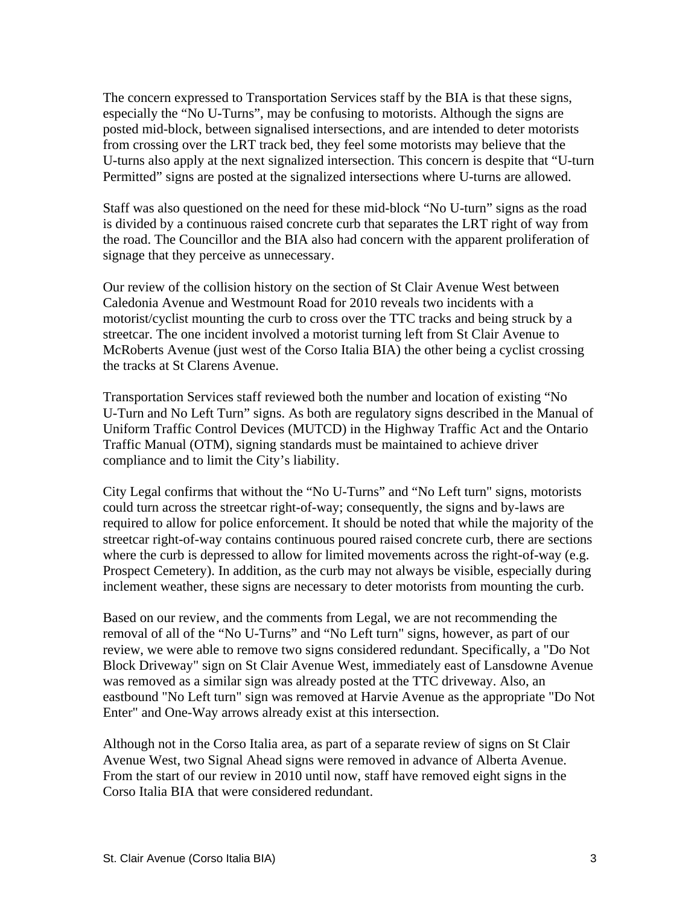The concern expressed to Transportation Services staff by the BIA is that these signs, especially the “No U-Turns”, may be confusing to motorists. Although the signs are posted mid-block, between signalised intersections, and are intended to deter motorists from crossing over the LRT track bed, they feel some motorists may believe that the U-turns also apply at the next signalized intersection. This concern is despite that “U-turn Permitted” signs are posted at the signalized intersections where U-turns are allowed.

Staff was also questioned on the need for these mid-block “No U-turn” signs as the road is divided by a continuous raised concrete curb that separates the LRT right of way from the road. The Councillor and the BIA also had concern with the apparent proliferation of signage that they perceive as unnecessary.

Our review of the collision history on the section of St Clair Avenue West between Caledonia Avenue and Westmount Road for 2010 reveals two incidents with a motorist/cyclist mounting the curb to cross over the TTC tracks and being struck by a streetcar. The one incident involved a motorist turning left from St Clair Avenue to McRoberts Avenue (just west of the Corso Italia BIA) the other being a cyclist crossing the tracks at St Clarens Avenue.

Transportation Services staff reviewed both the number and location of existing “No U-Turn and No Left Turn” signs. As both are regulatory signs described in the Manual of Uniform Traffic Control Devices (MUTCD) in the Highway Traffic Act and the Ontario Traffic Manual (OTM), signing standards must be maintained to achieve driver compliance and to limit the City’s liability.

City Legal confirms that without the “No U-Turns” and “No Left turn" signs, motorists could turn across the streetcar right-of-way; consequently, the signs and by-laws are required to allow for police enforcement. It should be noted that while the majority of the streetcar right-of-way contains continuous poured raised concrete curb, there are sections where the curb is depressed to allow for limited movements across the right-of-way (e.g. Prospect Cemetery). In addition, as the curb may not always be visible, especially during inclement weather, these signs are necessary to deter motorists from mounting the curb.

Based on our review, and the comments from Legal, we are not recommending the removal of all of the “No U-Turns” and “No Left turn" signs, however, as part of our review, we were able to remove two signs considered redundant. Specifically, a "Do Not Block Driveway" sign on St Clair Avenue West, immediately east of Lansdowne Avenue was removed as a similar sign was already posted at the TTC driveway. Also, an eastbound "No Left turn" sign was removed at Harvie Avenue as the appropriate "Do Not Enter" and One-Way arrows already exist at this intersection.

Although not in the Corso Italia area, as part of a separate review of signs on St Clair Avenue West, two Signal Ahead signs were removed in advance of Alberta Avenue. From the start of our review in 2010 until now, staff have removed eight signs in the Corso Italia BIA that were considered redundant.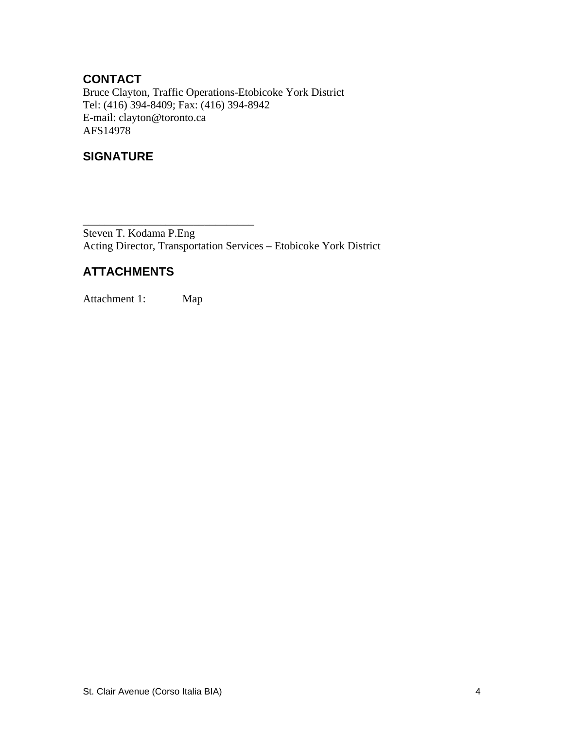## CONTACT

Bruce Clayton, Traffic Operations-Etobicoke York District
Tel: (416) 394-8409; Fax: (416) 394-8942
E-mail: clayton@toronto.ca
AFS14978

## SIGNATURE

_______________________________
Steven T. Kodama P.Eng
Acting Director, Transportation Services – Etobicoke York District

## ATTACHMENTS

Attachment 1: Map